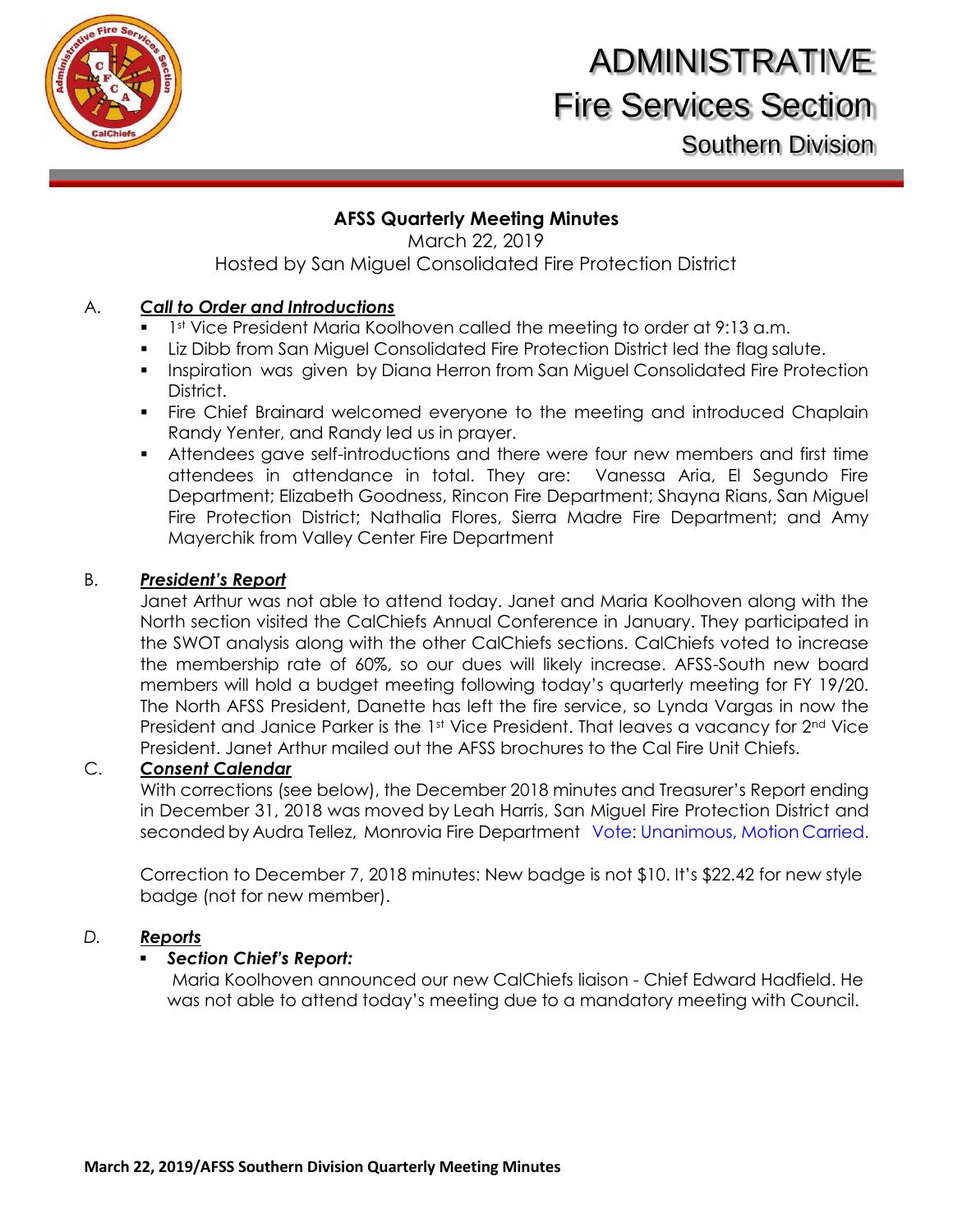# ADMINISTRATIVE
# Fire Services Section
## Southern Division

### AFSS Quarterly Meeting Minutes

March 22, 2019

Hosted by San Miguel Consolidated Fire Protection District

A. ***Call to Order and Introductions***

- 1st Vice President Maria Koolhoven called the meeting to order at 9:13 a.m.
- Liz Dibb from San Miguel Consolidated Fire Protection District led the flag salute.
- Inspiration was given by Diana Herron from San Miguel Consolidated Fire Protection District.
- Fire Chief Brainard welcomed everyone to the meeting and introduced Chaplain Randy Yenter, and Randy led us in prayer.
- Attendees gave self-introductions and there were four new members and first time attendees in attendance in total. They are: Vanessa Aria, El Segundo Fire Department; Elizabeth Goodness, Rincon Fire Department; Shayna Rians, San Miguel Fire Protection District; Nathalia Flores, Sierra Madre Fire Department; and Amy Mayerchik from Valley Center Fire Department

B. ***President's Report***

Janet Arthur was not able to attend today. Janet and Maria Koolhoven along with the North section visited the CalChiefs Annual Conference in January. They participated in the SWOT analysis along with the other CalChiefs sections. CalChiefs voted to increase the membership rate of 60%, so our dues will likely increase. AFSS-South new board members will hold a budget meeting following today's quarterly meeting for FY 19/20. The North AFSS President, Danette has left the fire service, so Lynda Vargas in now the President and Janice Parker is the 1st Vice President. That leaves a vacancy for 2nd Vice President. Janet Arthur mailed out the AFSS brochures to the Cal Fire Unit Chiefs.

C. ***Consent Calendar***

With corrections (see below), the December 2018 minutes and Treasurer's Report ending in December 31, 2018 was moved by Leah Harris, San Miguel Fire Protection District and seconded by Audra Tellez, Monrovia Fire Department Vote: Unanimous, Motion Carried.

Correction to December 7, 2018 minutes: New badge is not $10. It's $22.42 for new style badge (not for new member).

*D.* ***Reports***

- ***Section Chief's Report:***
  Maria Koolhoven announced our new CalChiefs liaison - Chief Edward Hadfield. He was not able to attend today's meeting due to a mandatory meeting with Council.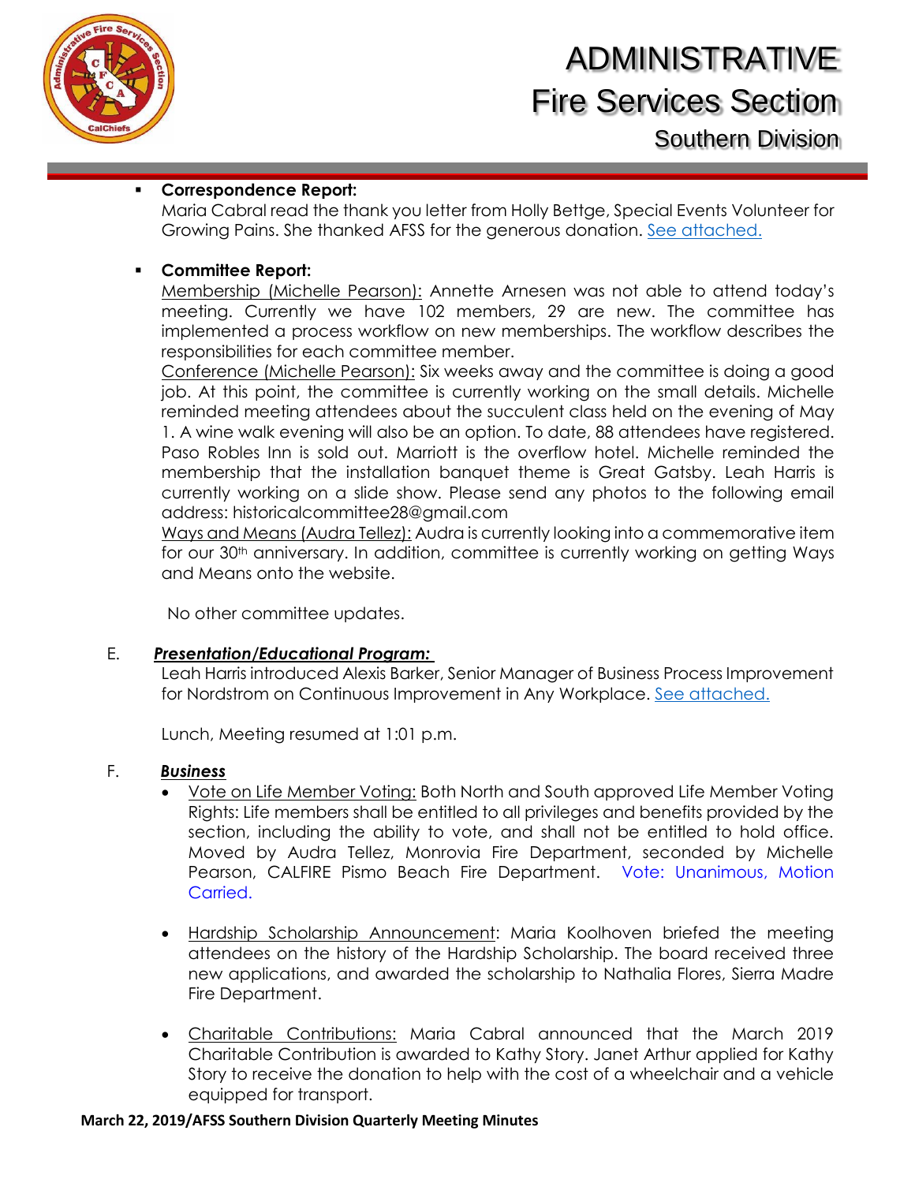- **Correspondence Report:**
  Maria Cabral read the thank you letter from Holly Bettge, Special Events Volunteer for Growing Pains. She thanked AFSS for the generous donation. See attached.

- **Committee Report:**
  Membership (Michelle Pearson): Annette Arnesen was not able to attend today's meeting. Currently we have 102 members, 29 are new. The committee has implemented a process workflow on new memberships. The workflow describes the responsibilities for each committee member.
  Conference (Michelle Pearson): Six weeks away and the committee is doing a good job. At this point, the committee is currently working on the small details. Michelle reminded meeting attendees about the succulent class held on the evening of May 1. A wine walk evening will also be an option. To date, 88 attendees have registered. Paso Robles Inn is sold out. Marriott is the overflow hotel. Michelle reminded the membership that the installation banquet theme is Great Gatsby. Leah Harris is currently working on a slide show. Please send any photos to the following email address: historicalcommittee28@gmail.com
  Ways and Means (Audra Tellez): Audra is currently looking into a commemorative item for our 30th anniversary. In addition, committee is currently working on getting Ways and Means onto the website.

  No other committee updates.

E. ***Presentation/Educational Program:***

Leah Harris introduced Alexis Barker, Senior Manager of Business Process Improvement for Nordstrom on Continuous Improvement in Any Workplace. See attached.

Lunch, Meeting resumed at 1:01 p.m.

F. ***Business***

- Vote on Life Member Voting: Both North and South approved Life Member Voting Rights: Life members shall be entitled to all privileges and benefits provided by the section, including the ability to vote, and shall not be entitled to hold office. Moved by Audra Tellez, Monrovia Fire Department, seconded by Michelle Pearson, CALFIRE Pismo Beach Fire Department. Vote: Unanimous, Motion Carried.

- Hardship Scholarship Announcement: Maria Koolhoven briefed the meeting attendees on the history of the Hardship Scholarship. The board received three new applications, and awarded the scholarship to Nathalia Flores, Sierra Madre Fire Department.

- Charitable Contributions: Maria Cabral announced that the March 2019 Charitable Contribution is awarded to Kathy Story. Janet Arthur applied for Kathy Story to receive the donation to help with the cost of a wheelchair and a vehicle equipped for transport.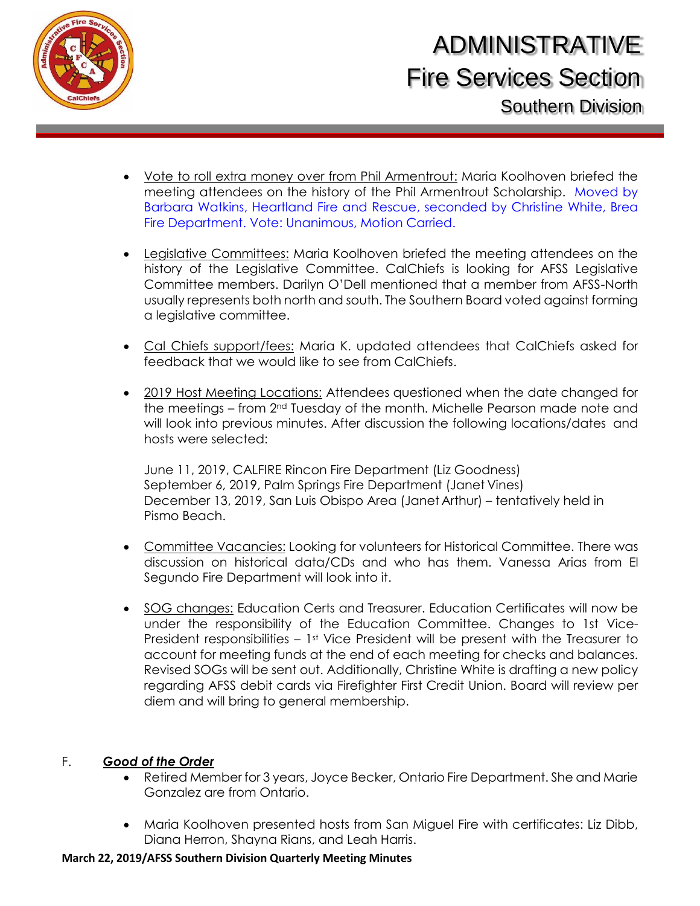- Vote to roll extra money over from Phil Armentrout: Maria Koolhoven briefed the meeting attendees on the history of the Phil Armentrout Scholarship. Moved by Barbara Watkins, Heartland Fire and Rescue, seconded by Christine White, Brea Fire Department. Vote: Unanimous, Motion Carried.

- Legislative Committees: Maria Koolhoven briefed the meeting attendees on the history of the Legislative Committee. CalChiefs is looking for AFSS Legislative Committee members. Darilyn O'Dell mentioned that a member from AFSS-North usually represents both north and south. The Southern Board voted against forming a legislative committee.

- Cal Chiefs support/fees: Maria K. updated attendees that CalChiefs asked for feedback that we would like to see from CalChiefs.

- 2019 Host Meeting Locations: Attendees questioned when the date changed for the meetings – from 2nd Tuesday of the month. Michelle Pearson made note and will look into previous minutes. After discussion the following locations/dates and hosts were selected:

  June 11, 2019, CALFIRE Rincon Fire Department (Liz Goodness)
  September 6, 2019, Palm Springs Fire Department (Janet Vines)
  December 13, 2019, San Luis Obispo Area (Janet Arthur) – tentatively held in Pismo Beach.

- Committee Vacancies: Looking for volunteers for Historical Committee. There was discussion on historical data/CDs and who has them. Vanessa Arias from El Segundo Fire Department will look into it.

- SOG changes: Education Certs and Treasurer. Education Certificates will now be under the responsibility of the Education Committee. Changes to 1st Vice-President responsibilities – 1st Vice President will be present with the Treasurer to account for meeting funds at the end of each meeting for checks and balances. Revised SOGs will be sent out. Additionally, Christine White is drafting a new policy regarding AFSS debit cards via Firefighter First Credit Union. Board will review per diem and will bring to general membership.

F. ***Good of the Order***

- Retired Member for 3 years, Joyce Becker, Ontario Fire Department. She and Marie Gonzalez are from Ontario.

- Maria Koolhoven presented hosts from San Miguel Fire with certificates: Liz Dibb, Diana Herron, Shayna Rians, and Leah Harris.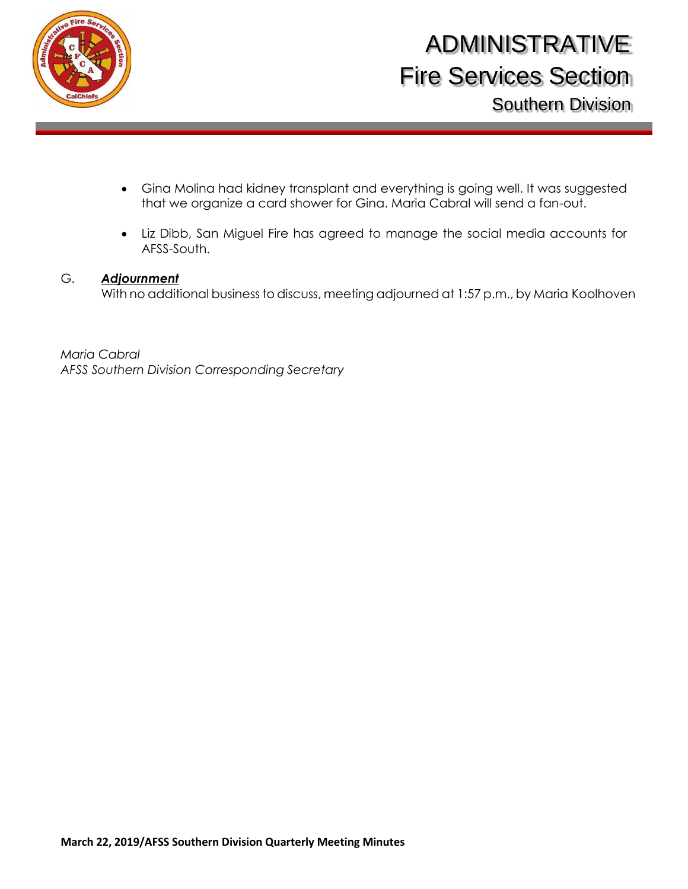- Gina Molina had kidney transplant and everything is going well. It was suggested that we organize a card shower for Gina. Maria Cabral will send a fan-out.

- Liz Dibb, San Miguel Fire has agreed to manage the social media accounts for AFSS-South.

G. ***Adjournment***
With no additional business to discuss, meeting adjourned at 1:57 p.m., by Maria Koolhoven

*Maria Cabral*
*AFSS Southern Division Corresponding Secretary*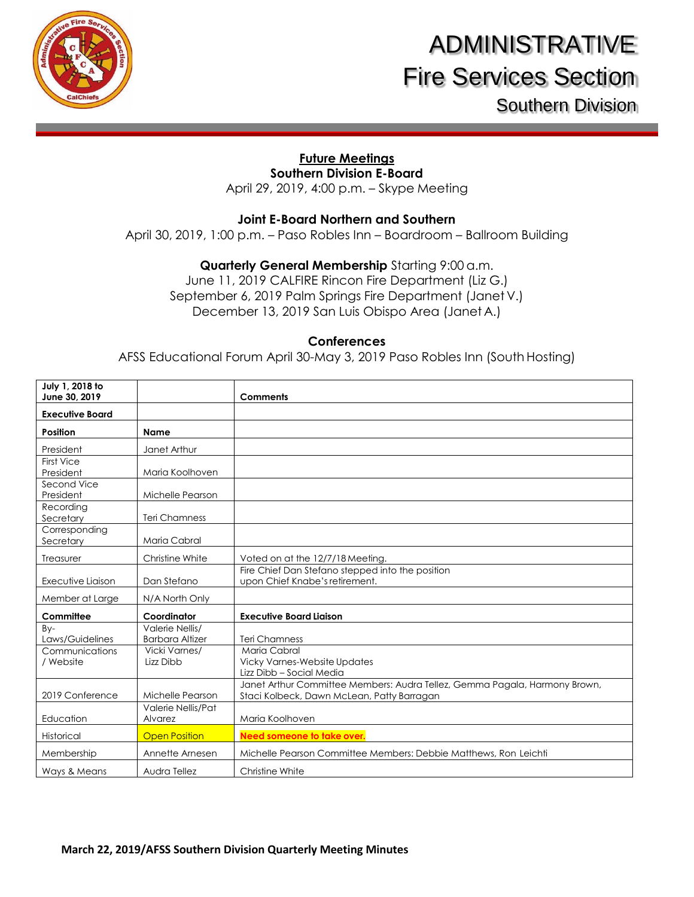# ADMINISTRATIVE Fire Services Section

## Southern Division

### Future Meetings

**Southern Division E-Board**

April 29, 2019, 4:00 p.m. – Skype Meeting

**Joint E-Board Northern and Southern**

April 30, 2019, 1:00 p.m. – Paso Robles Inn – Boardroom – Ballroom Building

**Quarterly General Membership** Starting 9:00 a.m.

June 11, 2019 CALFIRE Rincon Fire Department (Liz G.)
September 6, 2019 Palm Springs Fire Department (Janet V.)
December 13, 2019 San Luis Obispo Area (Janet A.)

**Conferences**

AFSS Educational Forum April 30-May 3, 2019 Paso Robles Inn (South Hosting)

| July 1, 2018 to June 30, 2019 | | Comments |
|---|---|---|
| **Executive Board** | | |
| **Position** | **Name** | |
| President | Janet Arthur | |
| First Vice President | Maria Koolhoven | |
| Second Vice President | Michelle Pearson | |
| Recording Secretary | Teri Chamness | |
| Corresponding Secretary | Maria Cabral | |
| Treasurer | Christine White | Voted on at the 12/7/18 Meeting. |
| Executive Liaison | Dan Stefano | Fire Chief Dan Stefano stepped into the position upon Chief Knabe's retirement. |
| Member at Large | N/A North Only | |
| **Committee** | **Coordinator** | **Executive Board Liaison** |
| By-Laws/Guidelines | Valerie Nellis/ Barbara Altizer | Teri Chamness |
| Communications / Website | Vicki Varnes/ Lizz Dibb | Maria Cabral<br>Vicky Varnes-Website Updates<br>Lizz Dibb – Social Media |
| 2019 Conference | Michelle Pearson | Janet Arthur Committee Members: Audra Tellez, Gemma Pagala, Harmony Brown, Staci Kolbeck, Dawn McLean, Patty Barragan |
| Education | Valerie Nellis/Pat Alvarez | Maria Koolhoven |
| Historical | Open Position | **Need someone to take over.** |
| Membership | Annette Arnesen | Michelle Pearson Committee Members: Debbie Matthews, Ron Leichti |
| Ways & Means | Audra Tellez | Christine White |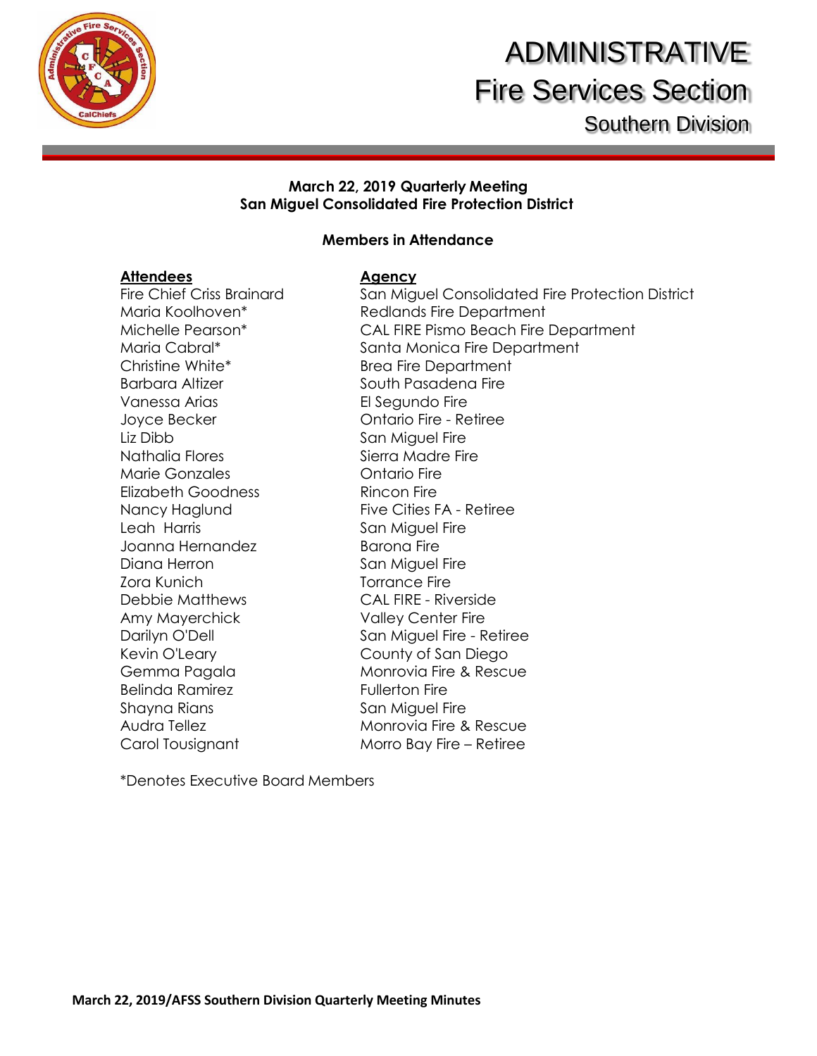# ADMINISTRATIVE Fire Services Section

## Southern Division

**March 22, 2019 Quarterly Meeting**
**San Miguel Consolidated Fire Protection District**

**Members in Attendance**

| Attendees | Agency |
|---|---|
| Fire Chief Criss Brainard | San Miguel Consolidated Fire Protection District |
| Maria Koolhoven* | Redlands Fire Department |
| Michelle Pearson* | CAL FIRE Pismo Beach Fire Department |
| Maria Cabral* | Santa Monica Fire Department |
| Christine White* | Brea Fire Department |
| Barbara Altizer | South Pasadena Fire |
| Vanessa Arias | El Segundo Fire |
| Joyce Becker | Ontario Fire - Retiree |
| Liz Dibb | San Miguel Fire |
| Nathalia Flores | Sierra Madre Fire |
| Marie Gonzales | Ontario Fire |
| Elizabeth Goodness | Rincon Fire |
| Nancy Haglund | Five Cities FA - Retiree |
| Leah Harris | San Miguel Fire |
| Joanna Hernandez | Barona Fire |
| Diana Herron | San Miguel Fire |
| Zora Kunich | Torrance Fire |
| Debbie Matthews | CAL FIRE - Riverside |
| Amy Mayerchick | Valley Center Fire |
| Darilyn O'Dell | San Miguel Fire - Retiree |
| Kevin O'Leary | County of San Diego |
| Gemma Pagala | Monrovia Fire & Rescue |
| Belinda Ramirez | Fullerton Fire |
| Shayna Rians | San Miguel Fire |
| Audra Tellez | Monrovia Fire & Rescue |
| Carol Tousignant | Morro Bay Fire – Retiree |

*Denotes Executive Board Members